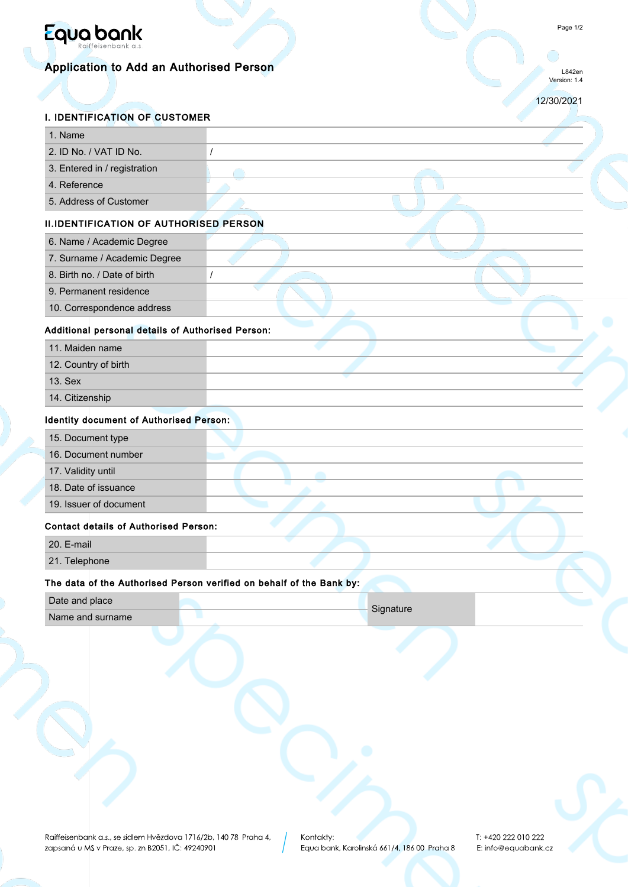Equa bank
Raiffeisenbank a.s

# Application to Add an Authorised Person

L842en
Version: 1.4

12/30/2021

## I. IDENTIFICATION OF CUSTOMER

| | |
|---|---|
| 1. Name | |
| 2. ID No. / VAT ID No. | / |
| 3. Entered in / registration | |
| 4. Reference | |
| 5. Address of Customer | |

## II.IDENTIFICATION OF AUTHORISED PERSON

| | |
|---|---|
| 6. Name / Academic Degree | |
| 7. Surname / Academic Degree | |
| 8. Birth no. / Date of birth | / |
| 9. Permanent residence | |
| 10. Correspondence address | |

### Additional personal details of Authorised Person:

| | |
|---|---|
| 11. Maiden name | |
| 12. Country of birth | |
| 13. Sex | |
| 14. Citizenship | |

### Identity document of Authorised Person:

| | |
|---|---|
| 15. Document type | |
| 16. Document number | |
| 17. Validity until | |
| 18. Date of issuance | |
| 19. Issuer of document | |

### Contact details of Authorised Person:

| | |
|---|---|
| 20. E-mail | |
| 21. Telephone | |

### The data of the Authorised Person verified on behalf of the Bank by:

| | | | |
|---|---|---|---|
| Date and place | | Signature | |
| Name and surname | | | |

Raiffeisenbank a.s., se sídlem Hvězdova 1716/2b, 140 78 Praha 4, zapsaná u MS v Praze, sp. zn B2051, IČ: 49240901

Kontakty:
Equa bank, Karolinská 661/4, 186 00 Praha 8

T: +420 222 010 222
E: info@equabank.cz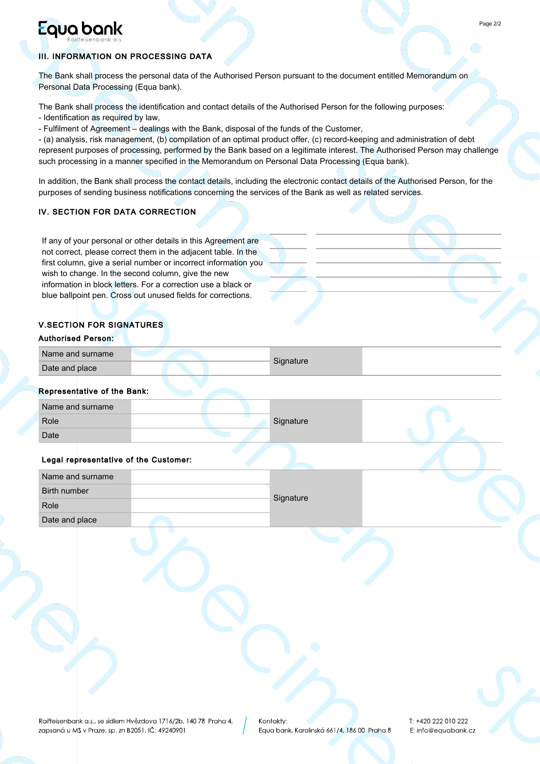### III. INFORMATION ON PROCESSING DATA

The Bank shall process the personal data of the Authorised Person pursuant to the document entitled Memorandum on Personal Data Processing (Equa bank).

The Bank shall process the identification and contact details of the Authorised Person for the following purposes:
- Identification as required by law,
- Fulfilment of Agreement – dealings with the Bank, disposal of the funds of the Customer,
- (a) analysis, risk management, (b) compilation of an optimal product offer, (c) record-keeping and administration of debt represent purposes of processing, performed by the Bank based on a legitimate interest. The Authorised Person may challenge such processing in a manner specified in the Memorandum on Personal Data Processing (Equa bank).

In addition, the Bank shall process the contact details, including the electronic contact details of the Authorised Person, for the purposes of sending business notifications concerning the services of the Bank as well as related services.

### IV. SECTION FOR DATA CORRECTION

If any of your personal or other details in this Agreement are not correct, please correct them in the adjacent table. In the first column, give a serial number or incorrect information you wish to change. In the second column, give the new information in block letters. For a correction use a black or blue ballpoint pen. Cross out unused fields for corrections.

| | |
|---|---|
| | |
| | |
| | |
| | |

### V.SECTION FOR SIGNATURES

**Authorised Person:**

| | | | |
|---|---|---|---|
| Name and surname | | Signature | |
| Date and place | | | |

**Representative of the Bank:**

| | | | |
|---|---|---|---|
| Name and surname | | Signature | |
| Role | | | |
| Date | | | |

**Legal representative of the Customer:**

| | | | |
|---|---|---|---|
| Name and surname | | Signature | |
| Birth number | | | |
| Role | | | |
| Date and place | | | |

Raiffeisenbank a.s., se sídlem Hvězdova 1716/2b, 140 78 Praha 4, zapsaná u MS v Praze, sp. zn B2051, IČ: 49240901

Kontakty:
Equa bank, Karolinská 661/4, 186 00 Praha 8

T: +420 222 010 222
E: info@equabank.cz